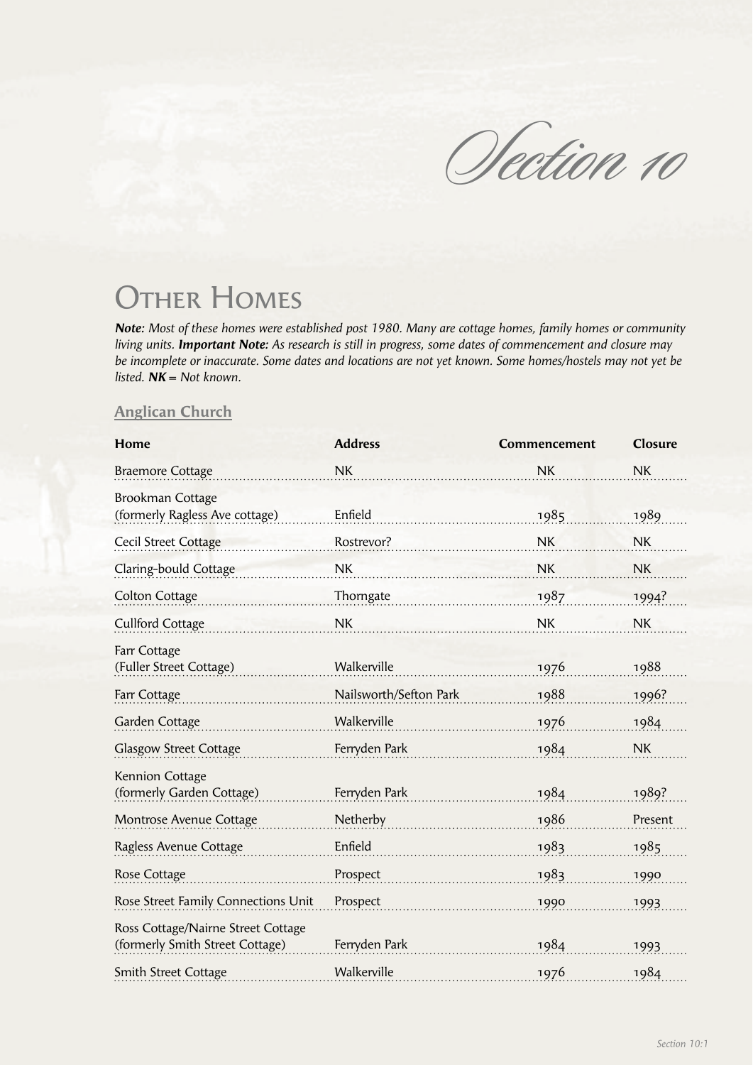# Section 10

## Other Homes

***Note:*** *Most of these homes were established post 1980. Many are cottage homes, family homes or community living units.* ***Important Note:*** *As research is still in progress, some dates of commencement and closure may be incomplete or inaccurate. Some dates and locations are not yet known. Some homes/hostels may not yet be listed.* ***NK*** *= Not known.*

### Anglican Church

| Home | Address | Commencement | Closure |
|---|---|---|---|
| Braemore Cottage | NK | NK | NK |
| Brookman Cottage (formerly Ragless Ave cottage) | Enfield | 1985 | 1989 |
| Cecil Street Cottage | Rostrevor? | NK | NK |
| Claring-bould Cottage | NK | NK | NK |
| Colton Cottage | Thorngate | 1987 | 1994? |
| Cullford Cottage | NK | NK | NK |
| Farr Cottage (Fuller Street Cottage) | Walkerville | 1976 | 1988 |
| Farr Cottage | Nailsworth/Sefton Park | 1988 | 1996? |
| Garden Cottage | Walkerville | 1976 | 1984 |
| Glasgow Street Cottage | Ferryden Park | 1984 | NK |
| Kennion Cottage (formerly Garden Cottage) | Ferryden Park | 1984 | 1989? |
| Montrose Avenue Cottage | Netherby | 1986 | Present |
| Ragless Avenue Cottage | Enfield | 1983 | 1985 |
| Rose Cottage | Prospect | 1983 | 1990 |
| Rose Street Family Connections Unit | Prospect | 1990 | 1993 |
| Ross Cottage/Nairne Street Cottage (formerly Smith Street Cottage) | Ferryden Park | 1984 | 1993 |
| Smith Street Cottage | Walkerville | 1976 | 1984 |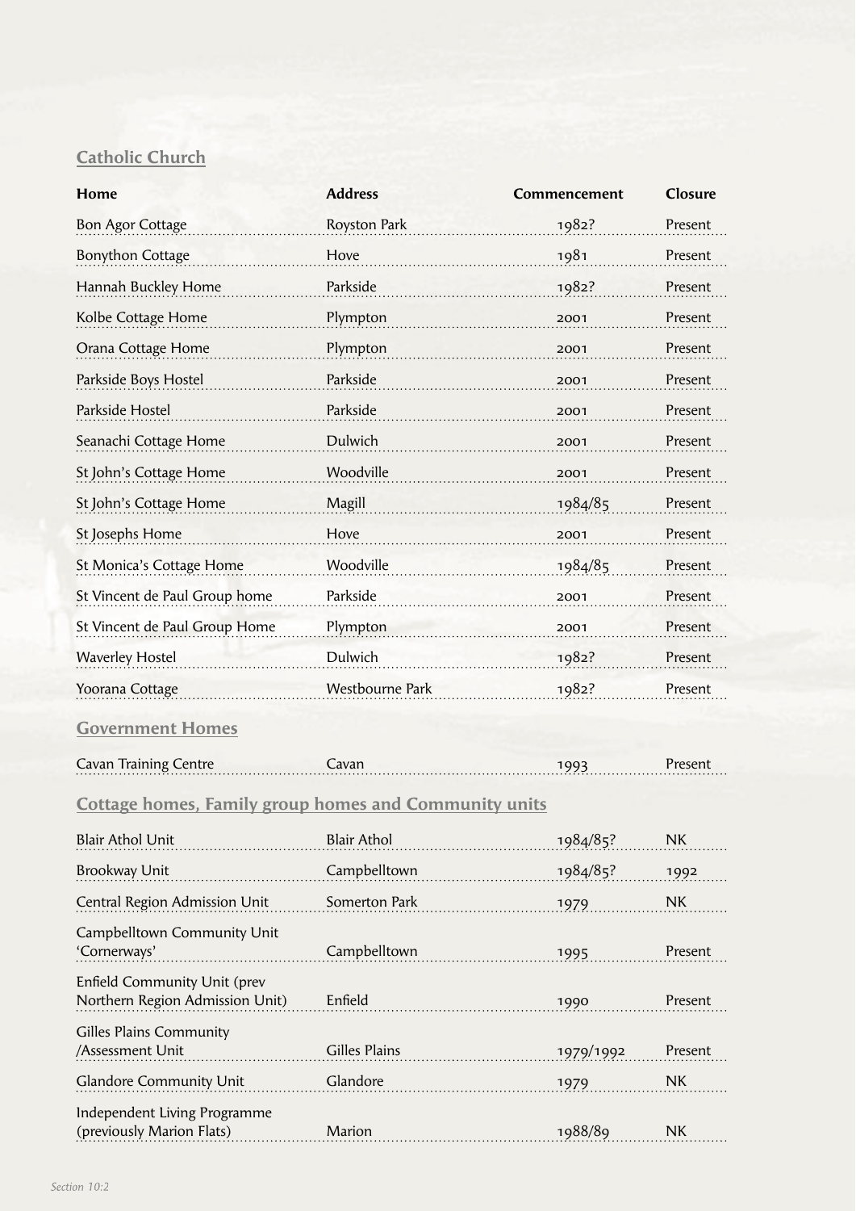## Catholic Church

| Home | Address | Commencement | Closure |
|---|---|---|---|
| Bon Agor Cottage | Royston Park | 1982? | Present |
| Bonython Cottage | Hove | 1981 | Present |
| Hannah Buckley Home | Parkside | 1982? | Present |
| Kolbe Cottage Home | Plympton | 2001 | Present |
| Orana Cottage Home | Plympton | 2001 | Present |
| Parkside Boys Hostel | Parkside | 2001 | Present |
| Parkside Hostel | Parkside | 2001 | Present |
| Seanachi Cottage Home | Dulwich | 2001 | Present |
| St John's Cottage Home | Woodville | 2001 | Present |
| St John's Cottage Home | Magill | 1984/85 | Present |
| St Josephs Home | Hove | 2001 | Present |
| St Monica's Cottage Home | Woodville | 1984/85 | Present |
| St Vincent de Paul Group home | Parkside | 2001 | Present |
| St Vincent de Paul Group Home | Plympton | 2001 | Present |
| Waverley Hostel | Dulwich | 1982? | Present |
| Yoorana Cottage | Westbourne Park | 1982? | Present |

## Government Homes

| Home | Address | Commencement | Closure |
|---|---|---|---|
| Cavan Training Centre | Cavan | 1993 | Present |

## Cottage homes, Family group homes and Community units

| Home | Address | Commencement | Closure |
|---|---|---|---|
| Blair Athol Unit | Blair Athol | 1984/85? | NK |
| Brookway Unit | Campbelltown | 1984/85? | 1992 |
| Central Region Admission Unit | Somerton Park | 1979 | NK |
| Campbelltown Community Unit 'Cornerways' | Campbelltown | 1995 | Present |
| Enfield Community Unit (prev Northern Region Admission Unit) | Enfield | 1990 | Present |
| Gilles Plains Community /Assessment Unit | Gilles Plains | 1979/1992 | Present |
| Glandore Community Unit | Glandore | 1979 | NK |
| Independent Living Programme (previously Marion Flats) | Marion | 1988/89 | NK |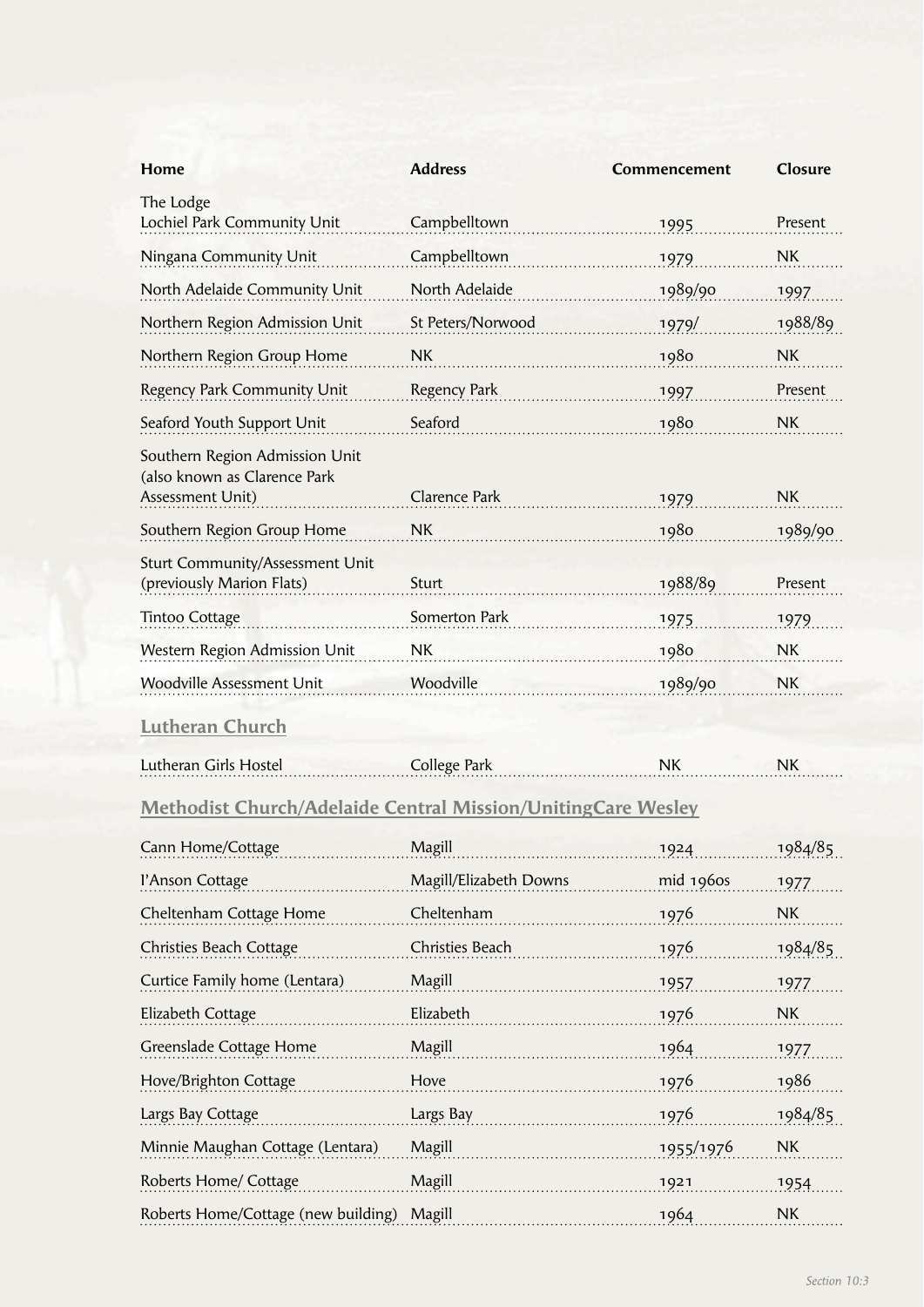| Home | Address | Commencement | Closure |
| --- | --- | --- | --- |
| The Lodge Lochiel Park Community Unit | Campbelltown | 1995 | Present |
| Ningana Community Unit | Campbelltown | 1979 | NK |
| North Adelaide Community Unit | North Adelaide | 1989/90 | 1997 |
| Northern Region Admission Unit | St Peters/Norwood | 1979/ | 1988/89 |
| Northern Region Group Home | NK | 1980 | NK |
| Regency Park Community Unit | Regency Park | 1997 | Present |
| Seaford Youth Support Unit | Seaford | 1980 | NK |
| Southern Region Admission Unit (also known as Clarence Park Assessment Unit) | Clarence Park | 1979 | NK |
| Southern Region Group Home | NK | 1980 | 1989/90 |
| Sturt Community/Assessment Unit (previously Marion Flats) | Sturt | 1988/89 | Present |
| Tintoo Cottage | Somerton Park | 1975 | 1979 |
| Western Region Admission Unit | NK | 1980 | NK |
| Woodville Assessment Unit | Woodville | 1989/90 | NK |

## Lutheran Church

| Home | Address | Commencement | Closure |
| --- | --- | --- | --- |
| Lutheran Girls Hostel | College Park | NK | NK |

## Methodist Church/Adelaide Central Mission/UnitingCare Wesley

| Home | Address | Commencement | Closure |
| --- | --- | --- | --- |
| Cann Home/Cottage | Magill | 1924 | 1984/85 |
| I'Anson Cottage | Magill/Elizabeth Downs | mid 1960s | 1977 |
| Cheltenham Cottage Home | Cheltenham | 1976 | NK |
| Christies Beach Cottage | Christies Beach | 1976 | 1984/85 |
| Curtice Family home (Lentara) | Magill | 1957 | 1977 |
| Elizabeth Cottage | Elizabeth | 1976 | NK |
| Greenslade Cottage Home | Magill | 1964 | 1977 |
| Hove/Brighton Cottage | Hove | 1976 | 1986 |
| Largs Bay Cottage | Largs Bay | 1976 | 1984/85 |
| Minnie Maughan Cottage (Lentara) | Magill | 1955/1976 | NK |
| Roberts Home/ Cottage | Magill | 1921 | 1954 |
| Roberts Home/Cottage (new building) | Magill | 1964 | NK |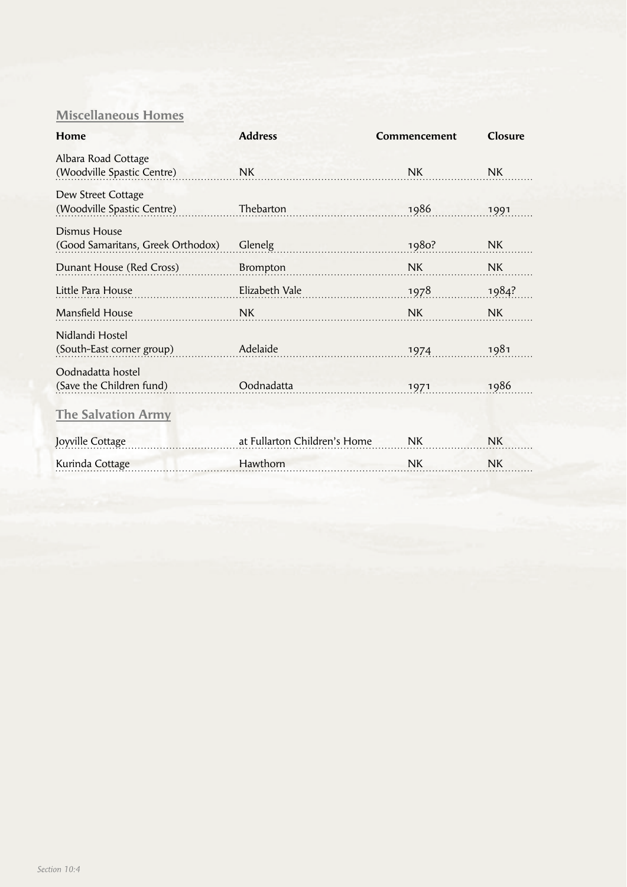## Miscellaneous Homes

| Home | Address | Commencement | Closure |
| --- | --- | --- | --- |
| Albara Road Cottage (Woodville Spastic Centre) | NK | NK | NK |
| Dew Street Cottage (Woodville Spastic Centre) | Thebarton | 1986 | 1991 |
| Dismus House (Good Samaritans, Greek Orthodox) | Glenelg | 1980? | NK |
| Dunant House (Red Cross) | Brompton | NK | NK |
| Little Para House | Elizabeth Vale | 1978 | 1984? |
| Mansfield House | NK | NK | NK |
| Nidlandi Hostel (South-East corner group) | Adelaide | 1974 | 1981 |
| Oodnadatta hostel (Save the Children fund) | Oodnadatta | 1971 | 1986 |

## The Salvation Army

| Home | Address | Commencement | Closure |
| --- | --- | --- | --- |
| Joyville Cottage | at Fullarton Children's Home | NK | NK |
| Kurinda Cottage | Hawthorn | NK | NK |